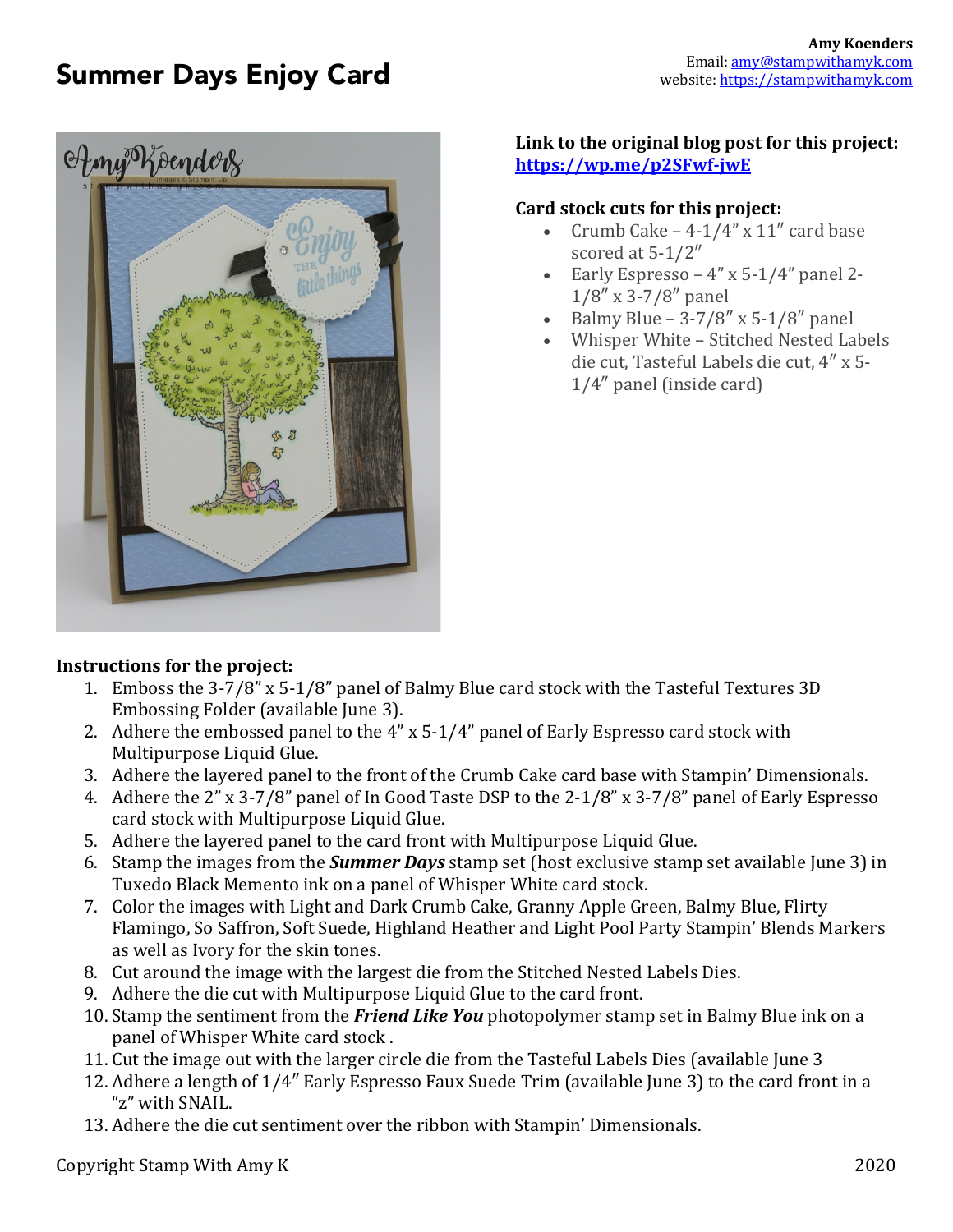# Summer Days Enjoy Card

**Amy Koenders**
Email: amy@stampwithamyk.com
website: https://stampwithamyk.com

**Link to the original blog post for this project:**
**https://wp.me/p2SFwf-jwE**

**Card stock cuts for this project:**

- Crumb Cake – 4-1/4″ x 11″ card base scored at 5-1/2″
- Early Espresso – 4″ x 5-1/4″ panel 2-1/8″ x 3-7/8″ panel
- Balmy Blue – 3-7/8″ x 5-1/8″ panel
- Whisper White – Stitched Nested Labels die cut, Tasteful Labels die cut, 4″ x 5-1/4″ panel (inside card)

**Instructions for the project:**

1. Emboss the 3-7/8" x 5-1/8" panel of Balmy Blue card stock with the Tasteful Textures 3D Embossing Folder (available June 3).
2. Adhere the embossed panel to the 4" x 5-1/4" panel of Early Espresso card stock with Multipurpose Liquid Glue.
3. Adhere the layered panel to the front of the Crumb Cake card base with Stampin' Dimensionals.
4. Adhere the 2" x 3-7/8" panel of In Good Taste DSP to the 2-1/8" x 3-7/8" panel of Early Espresso card stock with Multipurpose Liquid Glue.
5. Adhere the layered panel to the card front with Multipurpose Liquid Glue.
6. Stamp the images from the ***Summer Days*** stamp set (host exclusive stamp set available June 3) in Tuxedo Black Memento ink on a panel of Whisper White card stock.
7. Color the images with Light and Dark Crumb Cake, Granny Apple Green, Balmy Blue, Flirty Flamingo, So Saffron, Soft Suede, Highland Heather and Light Pool Party Stampin' Blends Markers as well as Ivory for the skin tones.
8. Cut around the image with the largest die from the Stitched Nested Labels Dies.
9. Adhere the die cut with Multipurpose Liquid Glue to the card front.
10. Stamp the sentiment from the ***Friend Like You*** photopolymer stamp set in Balmy Blue ink on a panel of Whisper White card stock .
11. Cut the image out with the larger circle die from the Tasteful Labels Dies (available June 3
12. Adhere a length of 1/4″ Early Espresso Faux Suede Trim (available June 3) to the card front in a "z" with SNAIL.
13. Adhere the die cut sentiment over the ribbon with Stampin' Dimensionals.

Copyright Stamp With Amy K 2020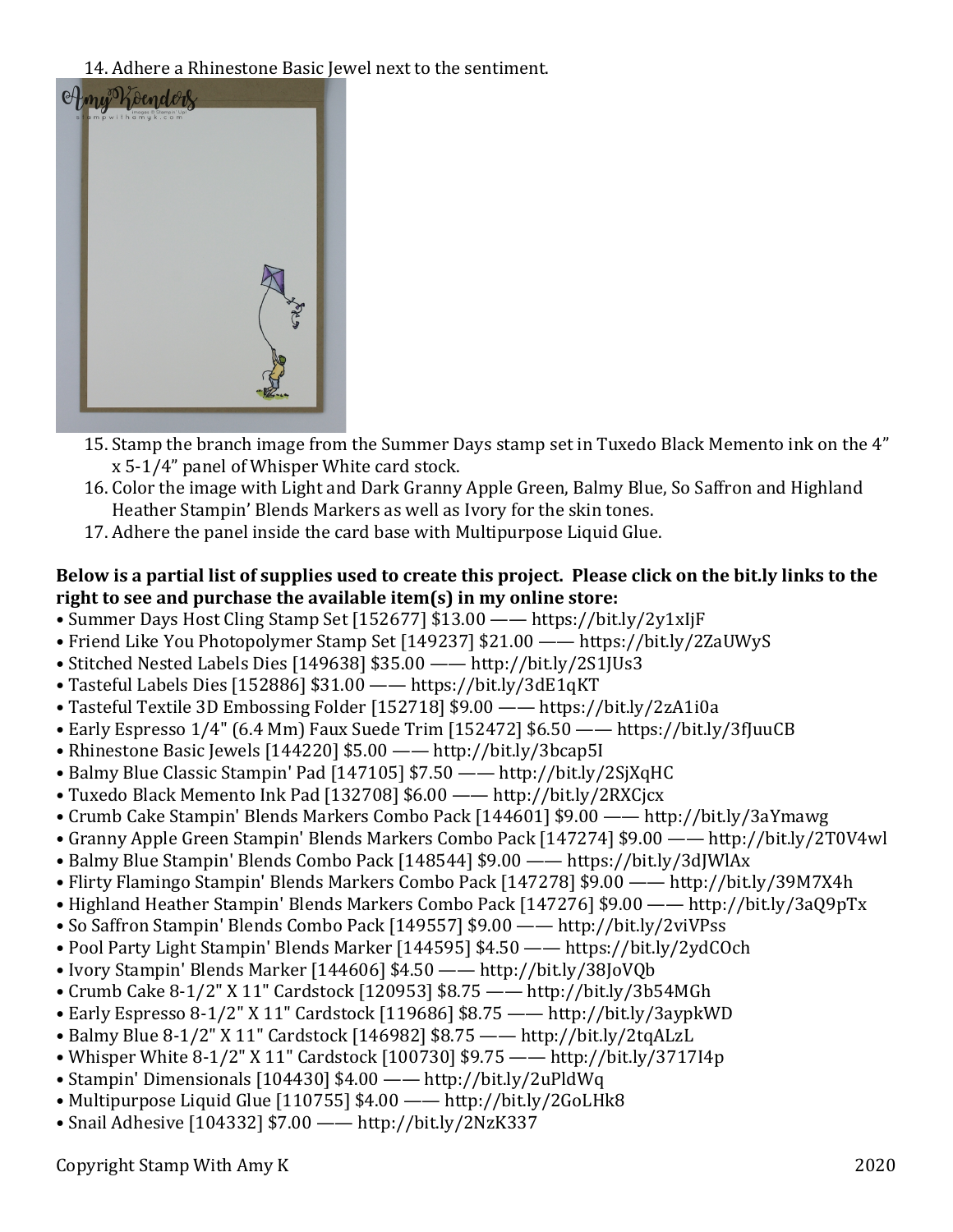14. Adhere a Rhinestone Basic Jewel next to the sentiment.

15. Stamp the branch image from the Summer Days stamp set in Tuxedo Black Memento ink on the 4" x 5-1/4" panel of Whisper White card stock.
16. Color the image with Light and Dark Granny Apple Green, Balmy Blue, So Saffron and Highland Heather Stampin' Blends Markers as well as Ivory for the skin tones.
17. Adhere the panel inside the card base with Multipurpose Liquid Glue.

**Below is a partial list of supplies used to create this project. Please click on the bit.ly links to the right to see and purchase the available item(s) in my online store:**

- Summer Days Host Cling Stamp Set [152677] $13.00 —— https://bit.ly/2y1xIjF
- Friend Like You Photopolymer Stamp Set [149237] $21.00 —— https://bit.ly/2ZaUWyS
- Stitched Nested Labels Dies [149638] $35.00 —— http://bit.ly/2S1JUs3
- Tasteful Labels Dies [152886] $31.00 —— https://bit.ly/3dE1qKT
- Tasteful Textile 3D Embossing Folder [152718] $9.00 —— https://bit.ly/2zA1i0a
- Early Espresso 1/4" (6.4 Mm) Faux Suede Trim [152472] $6.50 —— https://bit.ly/3fJuuCB
- Rhinestone Basic Jewels [144220] $5.00 —— http://bit.ly/3bcap5I
- Balmy Blue Classic Stampin' Pad [147105] $7.50 —— http://bit.ly/2SjXqHC
- Tuxedo Black Memento Ink Pad [132708] $6.00 —— http://bit.ly/2RXCjcx
- Crumb Cake Stampin' Blends Markers Combo Pack [144601] $9.00 —— http://bit.ly/3aYmawg
- Granny Apple Green Stampin' Blends Markers Combo Pack [147274] $9.00 —— http://bit.ly/2T0V4wl
- Balmy Blue Stampin' Blends Combo Pack [148544] $9.00 —— https://bit.ly/3dJWlAx
- Flirty Flamingo Stampin' Blends Markers Combo Pack [147278] $9.00 —— http://bit.ly/39M7X4h
- Highland Heather Stampin' Blends Markers Combo Pack [147276] $9.00 —— http://bit.ly/3aQ9pTx
- So Saffron Stampin' Blends Combo Pack [149557] $9.00 —— http://bit.ly/2viVPss
- Pool Party Light Stampin' Blends Marker [144595] $4.50 —— https://bit.ly/2ydCOch
- Ivory Stampin' Blends Marker [144606] $4.50 —— http://bit.ly/38JoVQb
- Crumb Cake 8-1/2" X 11" Cardstock [120953] $8.75 —— http://bit.ly/3b54MGh
- Early Espresso 8-1/2" X 11" Cardstock [119686] $8.75 —— http://bit.ly/3aypkWD
- Balmy Blue 8-1/2" X 11" Cardstock [146982] $8.75 —— http://bit.ly/2tqALzL
- Whisper White 8-1/2" X 11" Cardstock [100730] $9.75 —— http://bit.ly/3717I4p
- Stampin' Dimensionals [104430] $4.00 —— http://bit.ly/2uPldWq
- Multipurpose Liquid Glue [110755] $4.00 —— http://bit.ly/2GoLHk8
- Snail Adhesive [104332] $7.00 —— http://bit.ly/2NzK337

Copyright Stamp With Amy K 2020